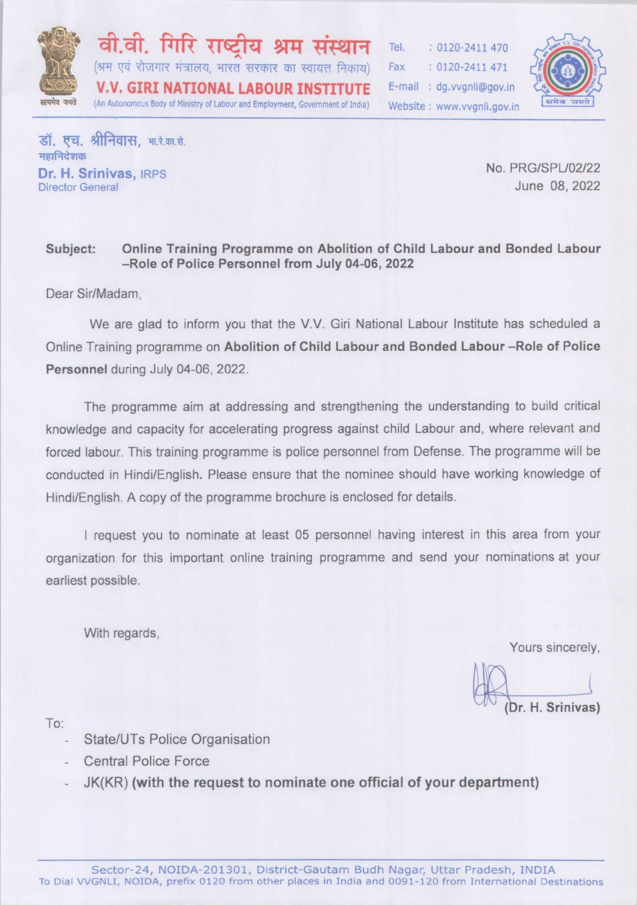वी.वी. गिरि राष्ट्रीय श्रम संस्थान
(श्रम एवं रोजगार मंत्रालय, भारत सरकार का स्वायत्त निकाय)
**V.V. GIRI NATIONAL LABOUR INSTITUTE**
(An Autonomous Body of Ministry of Labour and Employment, Government of India)

Tel. : 0120-2411 470
Fax : 0120-2411 471
E-mail : dg.vvgnli@gov.in
Website : www.vvgnli.gov.in

डॉ. एच. श्रीनिवास, भा.रे.का.से.
महानिदेशक
**Dr. H. Srinivas,** IRPS
Director General

No. PRG/SPL/02/22
June 08, 2022

**Subject: Online Training Programme on Abolition of Child Labour and Bonded Labour –Role of Police Personnel from July 04-06, 2022**

Dear Sir/Madam,

We are glad to inform you that the V.V. Giri National Labour Institute has scheduled a Online Training programme on **Abolition of Child Labour and Bonded Labour –Role of Police Personnel** during July 04-06, 2022.

The programme aim at addressing and strengthening the understanding to build critical knowledge and capacity for accelerating progress against child Labour and, where relevant and forced labour. This training programme is police personnel from Defense. The programme will be conducted in Hindi/English. Please ensure that the nominee should have working knowledge of Hindi/English. A copy of the programme brochure is enclosed for details.

I request you to nominate at least 05 personnel having interest in this area from your organization for this important online training programme and send your nominations at your earliest possible.

With regards,

Yours sincerely,

**(Dr. H. Srinivas)**

To:

- State/UTs Police Organisation
- Central Police Force
- JK(KR) **(with the request to nominate one official of your department)**

Sector-24, NOIDA-201301, District-Gautam Budh Nagar, Uttar Pradesh, INDIA
To Dial VVGNLI, NOIDA, prefix 0120 from other places in India and 0091-120 from International Destinations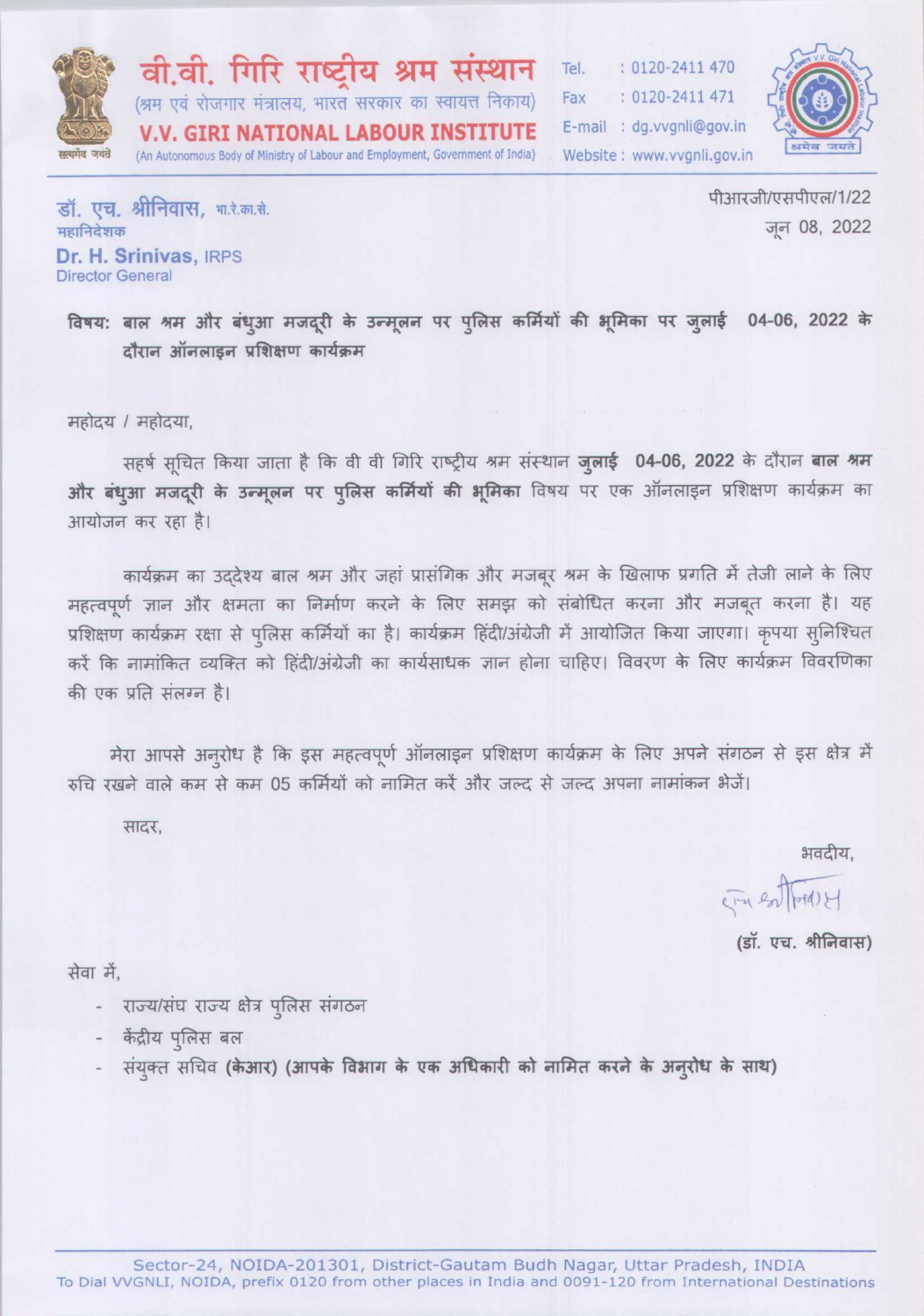**वी.वी. गिरि राष्ट्रीय श्रम संस्थान**
(श्रम एवं रोजगार मंत्रालय, भारत सरकार का स्वायत्त निकाय)
**V.V. GIRI NATIONAL LABOUR INSTITUTE**
(An Autonomous Body of Ministry of Labour and Employment, Government of India)

Tel. : 0120-2411 470
Fax : 0120-2411 471
E-mail : dg.vvgnli@gov.in
Website : www.vvgnli.gov.in

सत्यमेव जयते

**डॉ. एच. श्रीनिवास,** भा.रे.का.से.
महानिदेशक
**Dr. H. Srinivas,** IRPS
Director General

पीआरजी/एसपीएल/1/22
जून 08, 2022

**विषय: बाल श्रम और बंधुआ मजदूरी के उन्मूलन पर पुलिस कर्मियों की भूमिका पर जुलाई 04-06, 2022 के दौरान ऑनलाइन प्रशिक्षण कार्यक्रम**

महोदय / महोदया,

सहर्ष सूचित किया जाता है कि वी वी गिरि राष्ट्रीय श्रम संस्थान **जुलाई 04-06, 2022** के दौरान **बाल श्रम और बंधुआ मजदूरी के उन्मूलन पर पुलिस कर्मियों की भूमिका** विषय पर एक ऑनलाइन प्रशिक्षण कार्यक्रम का आयोजन कर रहा है।

कार्यक्रम का उद्देश्य बाल श्रम और जहां प्रासंगिक और मजबूर श्रम के खिलाफ प्रगति में तेजी लाने के लिए महत्वपूर्ण ज्ञान और क्षमता का निर्माण करने के लिए समझ को संबोधित करना और मजबूत करना है। यह प्रशिक्षण कार्यक्रम रक्षा से पुलिस कर्मियों का है। कार्यक्रम हिंदी/अंग्रेजी में आयोजित किया जाएगा। कृपया सुनिश्चित करें कि नामांकित व्यक्ति को हिंदी/अंग्रेजी का कार्यसाधक ज्ञान होना चाहिए। विवरण के लिए कार्यक्रम विवरणिका की एक प्रति संलग्न है।

मेरा आपसे अनुरोध है कि इस महत्वपूर्ण ऑनलाइन प्रशिक्षण कार्यक्रम के लिए अपने संगठन से इस क्षेत्र में रुचि रखने वाले कम से कम 05 कर्मियों को नामित करें और जल्द से जल्द अपना नामांकन भेजें।

सादर,

भवदीय,

(हस्ताक्षर)

**(डॉ. एच. श्रीनिवास)**

सेवा में,

- राज्य/संघ राज्य क्षेत्र पुलिस संगठन
- केंद्रीय पुलिस बल
- संयुक्त सचिव **(केआर) (आपके विभाग के एक अधिकारी को नामित करने के अनुरोध के साथ)**

Sector-24, NOIDA-201301, District-Gautam Budh Nagar, Uttar Pradesh, INDIA
To Dial VVGNLI, NOIDA, prefix 0120 from other places in India and 0091-120 from International Destinations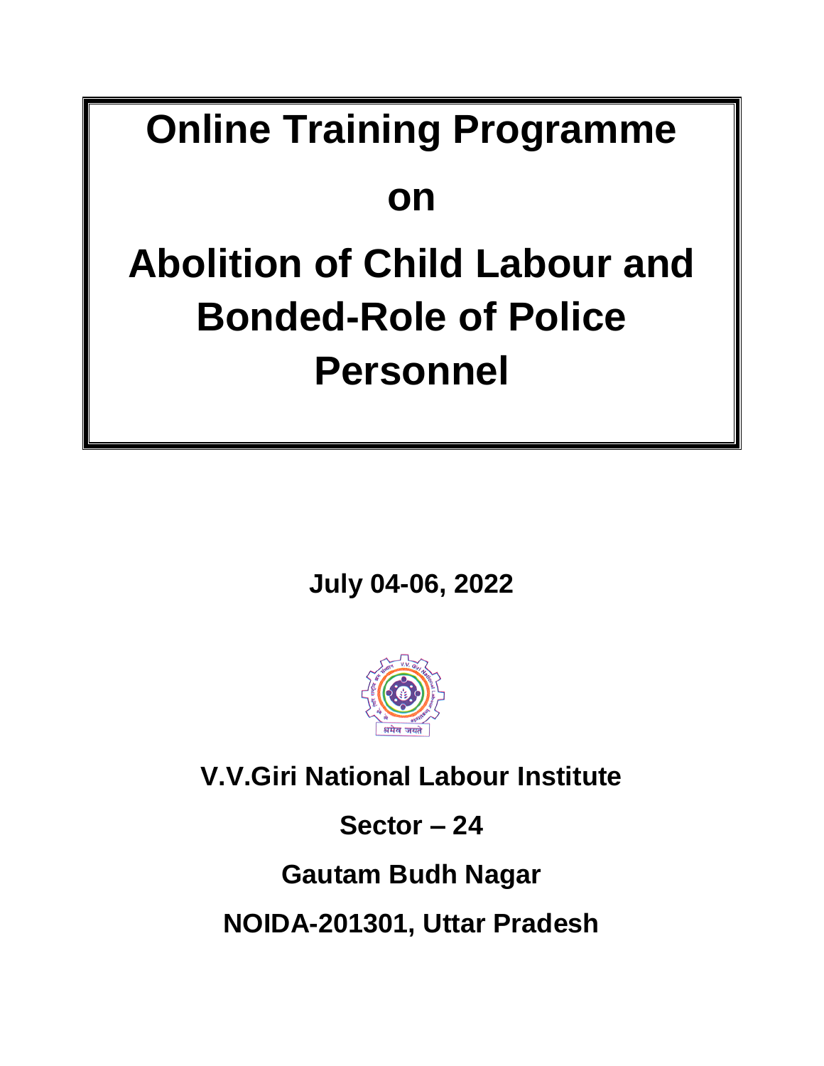# Online Training Programme

# on

# Abolition of Child Labour and Bonded-Role of Police Personnel

**July 04-06, 2022**

**V.V.Giri National Labour Institute**

**Sector – 24**

**Gautam Budh Nagar**

**NOIDA-201301, Uttar Pradesh**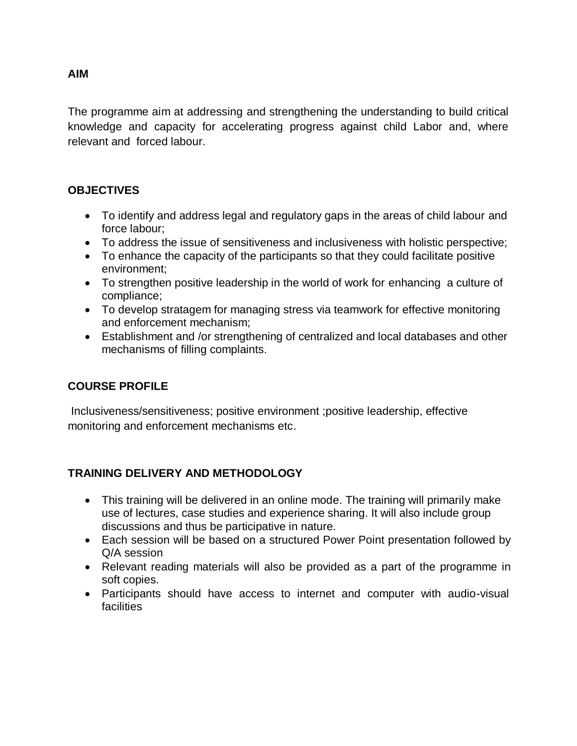## AIM

The programme aim at addressing and strengthening the understanding to build critical knowledge and capacity for accelerating progress against child Labor and, where relevant and forced labour.

## OBJECTIVES

- To identify and address legal and regulatory gaps in the areas of child labour and force labour;
- To address the issue of sensitiveness and inclusiveness with holistic perspective;
- To enhance the capacity of the participants so that they could facilitate positive environment;
- To strengthen positive leadership in the world of work for enhancing a culture of compliance;
- To develop stratagem for managing stress via teamwork for effective monitoring and enforcement mechanism;
- Establishment and /or strengthening of centralized and local databases and other mechanisms of filling complaints.

## COURSE PROFILE

Inclusiveness/sensitiveness; positive environment ;positive leadership, effective monitoring and enforcement mechanisms etc.

## TRAINING DELIVERY AND METHODOLOGY

- This training will be delivered in an online mode. The training will primarily make use of lectures, case studies and experience sharing. It will also include group discussions and thus be participative in nature.
- Each session will be based on a structured Power Point presentation followed by Q/A session
- Relevant reading materials will also be provided as a part of the programme in soft copies.
- Participants should have access to internet and computer with audio-visual facilities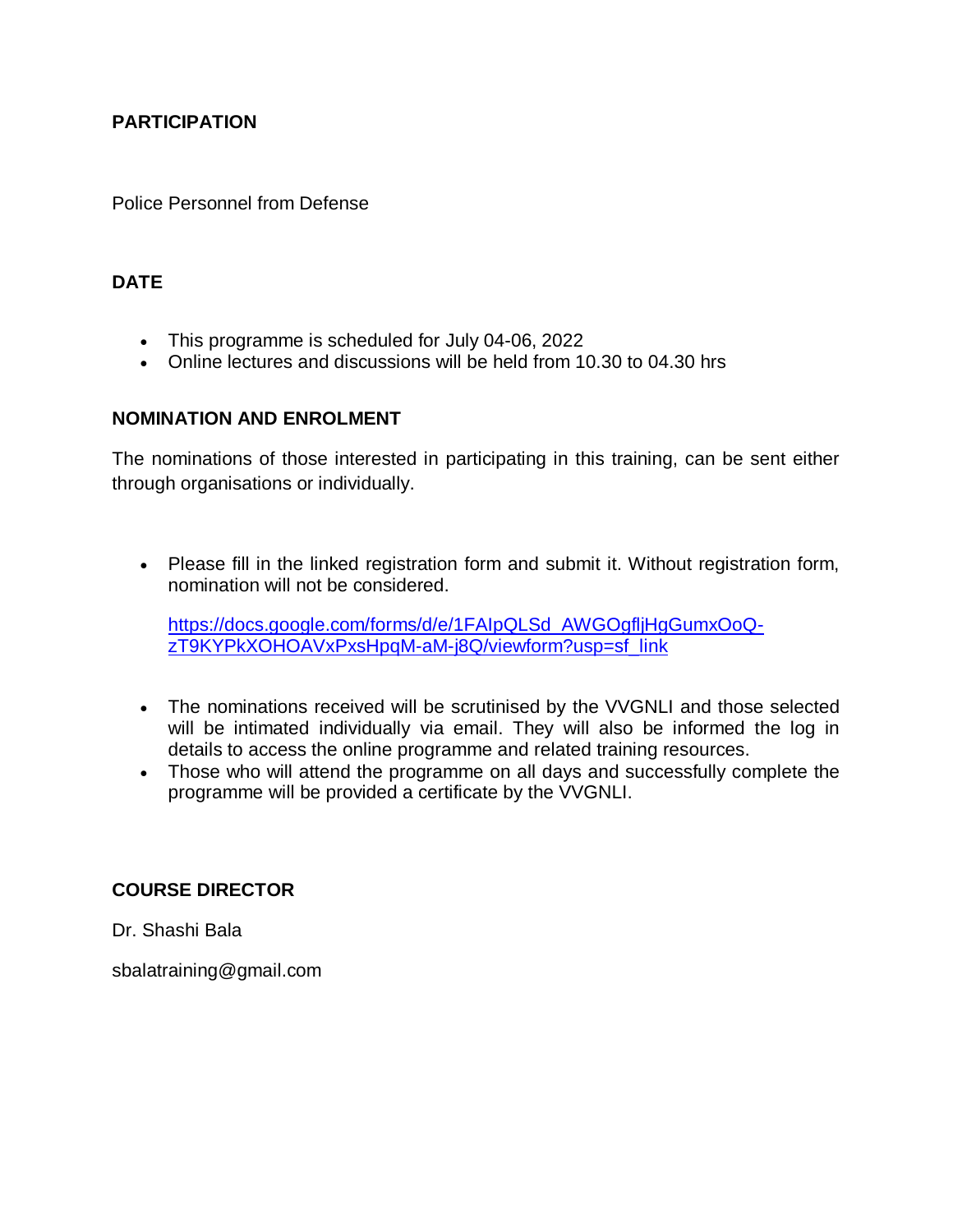**PARTICIPATION**

Police Personnel from Defense

**DATE**

- This programme is scheduled for July 04-06, 2022
- Online lectures and discussions will be held from 10.30 to 04.30 hrs

**NOMINATION AND ENROLMENT**

The nominations of those interested in participating in this training, can be sent either through organisations or individually.

- Please fill in the linked registration form and submit it. Without registration form, nomination will not be considered.

  https://docs.google.com/forms/d/e/1FAIpQLSd_AWGOgfljHgGumxOoQ-zT9KYPkXOHOAVxPxsHpqM-aM-j8Q/viewform?usp=sf_link

- The nominations received will be scrutinised by the VVGNLI and those selected will be intimated individually via email. They will also be informed the log in details to access the online programme and related training resources.
- Those who will attend the programme on all days and successfully complete the programme will be provided a certificate by the VVGNLI.

**COURSE DIRECTOR**

Dr. Shashi Bala

sbalatraining@gmail.com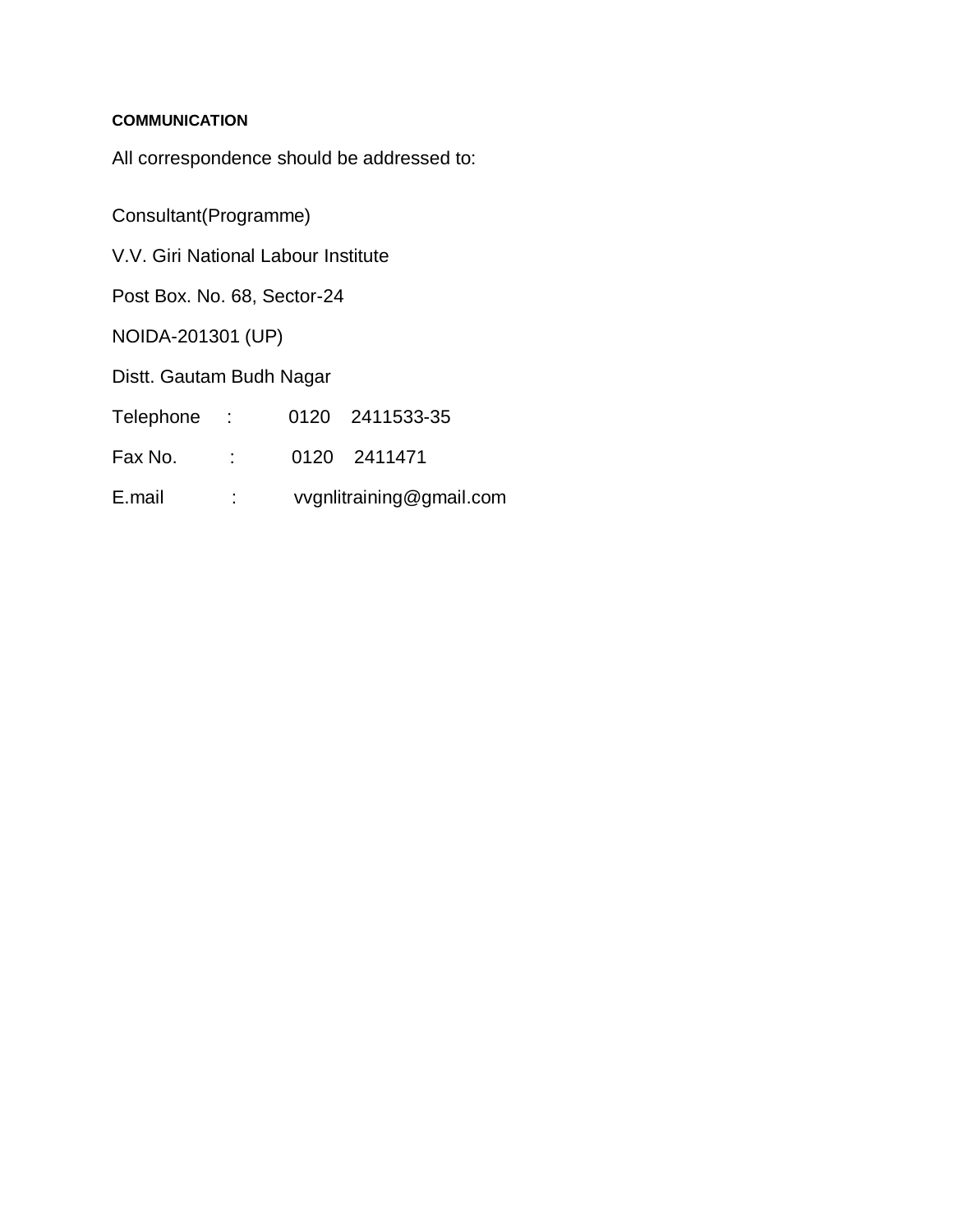**COMMUNICATION**

All correspondence should be addressed to:

Consultant(Programme)

V.V. Giri National Labour Institute

Post Box. No. 68, Sector-24

NOIDA-201301 (UP)

Distt. Gautam Budh Nagar

Telephone : 0120 2411533-35

Fax No. : 0120 2411471

E.mail : vvgnlitraining@gmail.com